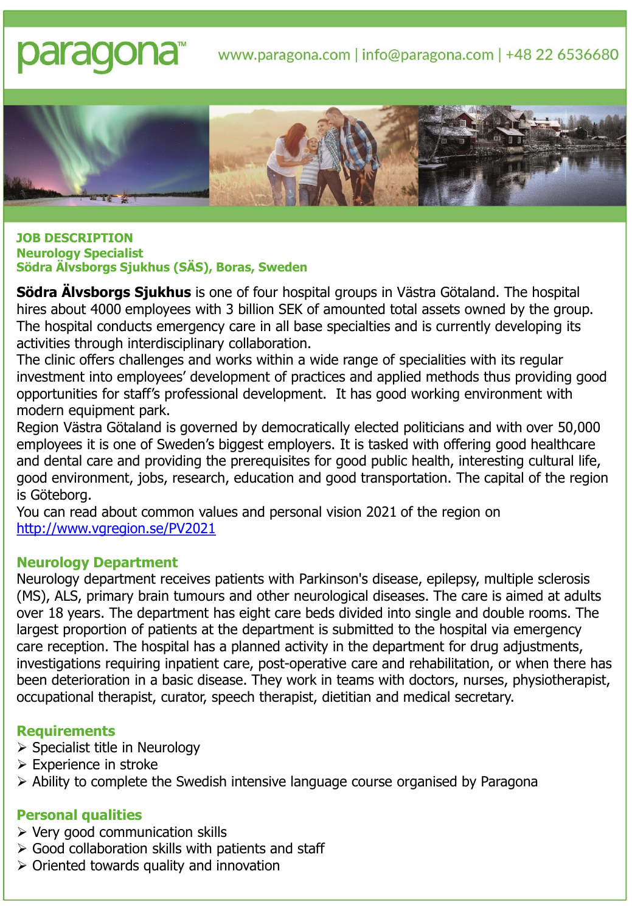paragona™

www.paragona.com | info@paragona.com | +48 22 6536680

**JOB DESCRIPTION**
**Neurology Specialist**
**Södra Älvsborgs Sjukhus (SÄS), Boras, Sweden**

**Södra Älvsborgs Sjukhus** is one of four hospital groups in Västra Götaland. The hospital hires about 4000 employees with 3 billion SEK of amounted total assets owned by the group. The hospital conducts emergency care in all base specialties and is currently developing its activities through interdisciplinary collaboration.
The clinic offers challenges and works within a wide range of specialities with its regular investment into employees' development of practices and applied methods thus providing good opportunities for staff's professional development. It has good working environment with modern equipment park.
Region Västra Götaland is governed by democratically elected politicians and with over 50,000 employees it is one of Sweden's biggest employers. It is tasked with offering good healthcare and dental care and providing the prerequisites for good public health, interesting cultural life, good environment, jobs, research, education and good transportation. The capital of the region is Göteborg.
You can read about common values and personal vision 2021 of the region on [http://www.vgregion.se/PV2021](http://www.vgregion.se/PV2021)

## Neurology Department

Neurology department receives patients with Parkinson's disease, epilepsy, multiple sclerosis (MS), ALS, primary brain tumours and other neurological diseases. The care is aimed at adults over 18 years. The department has eight care beds divided into single and double rooms. The largest proportion of patients at the department is submitted to the hospital via emergency care reception. The hospital has a planned activity in the department for drug adjustments, investigations requiring inpatient care, post-operative care and rehabilitation, or when there has been deterioration in a basic disease. They work in teams with doctors, nurses, physiotherapist, occupational therapist, curator, speech therapist, dietitian and medical secretary.

## Requirements

- Specialist title in Neurology
- Experience in stroke
- Ability to complete the Swedish intensive language course organised by Paragona

## Personal qualities

- Very good communication skills
- Good collaboration skills with patients and staff
- Oriented towards quality and innovation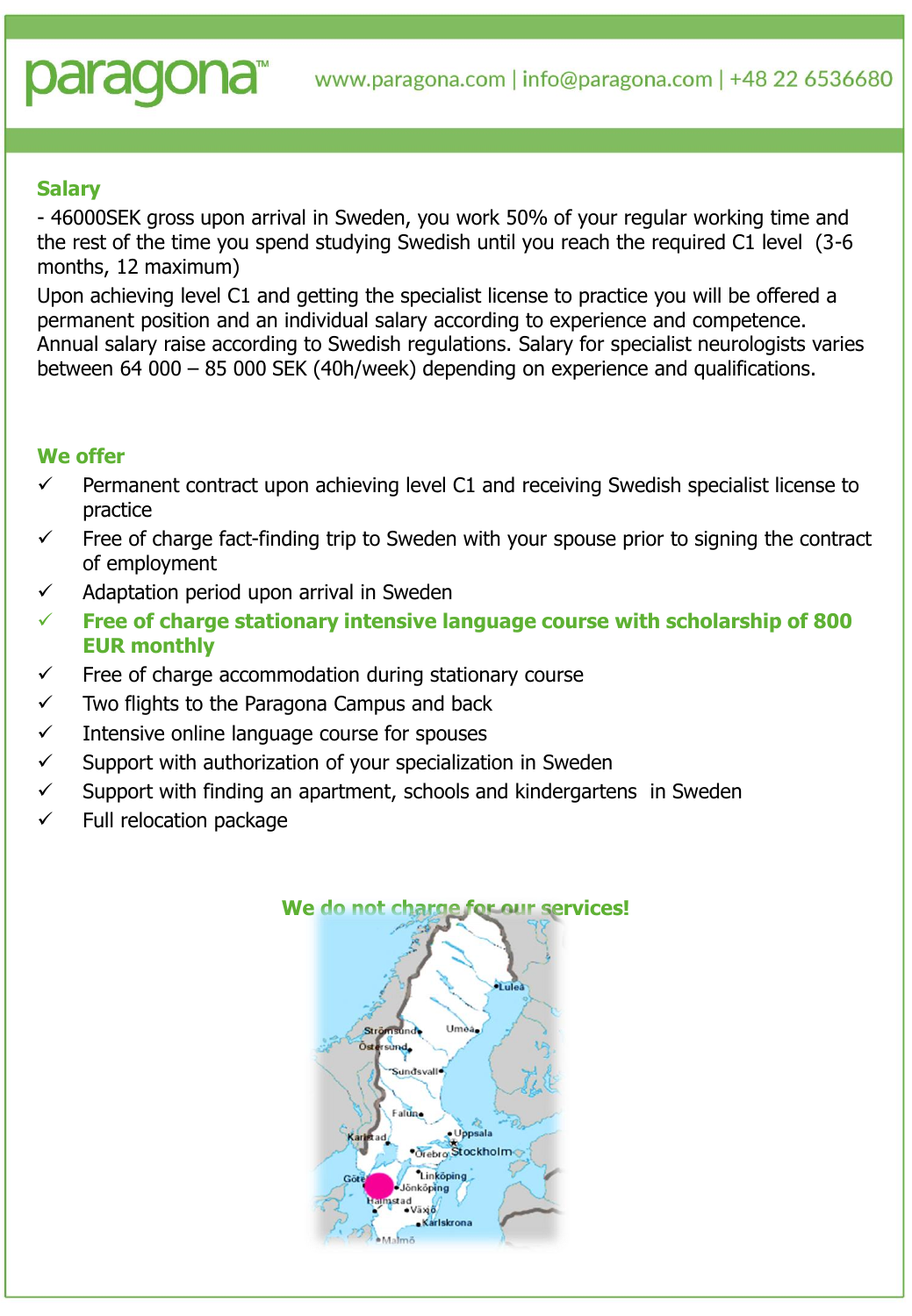## Salary

- 46000SEK gross upon arrival in Sweden, you work 50% of your regular working time and the rest of the time you spend studying Swedish until you reach the required C1 level (3-6 months, 12 maximum)

Upon achieving level C1 and getting the specialist license to practice you will be offered a permanent position and an individual salary according to experience and competence. Annual salary raise according to Swedish regulations. Salary for specialist neurologists varies between 64 000 – 85 000 SEK (40h/week) depending on experience and qualifications.

## We offer

- ✓ Permanent contract upon achieving level C1 and receiving Swedish specialist license to practice
- ✓ Free of charge fact-finding trip to Sweden with your spouse prior to signing the contract of employment
- ✓ Adaptation period upon arrival in Sweden
- ✓ **Free of charge stationary intensive language course with scholarship of 800 EUR monthly**
- ✓ Free of charge accommodation during stationary course
- ✓ Two flights to the Paragona Campus and back
- ✓ Intensive online language course for spouses
- ✓ Support with authorization of your specialization in Sweden
- ✓ Support with finding an apartment, schools and kindergartens in Sweden
- ✓ Full relocation package

**We do not charge for our services!**

Luleå
Umeå
Strömsund
Östersund
Sundsvall
Falun
Uppsala
Karlstad
Örebro
Stockholm
Göteborg
Linköping
Jönköping
Halmstad
Växjö
Karlskrona
Malmö